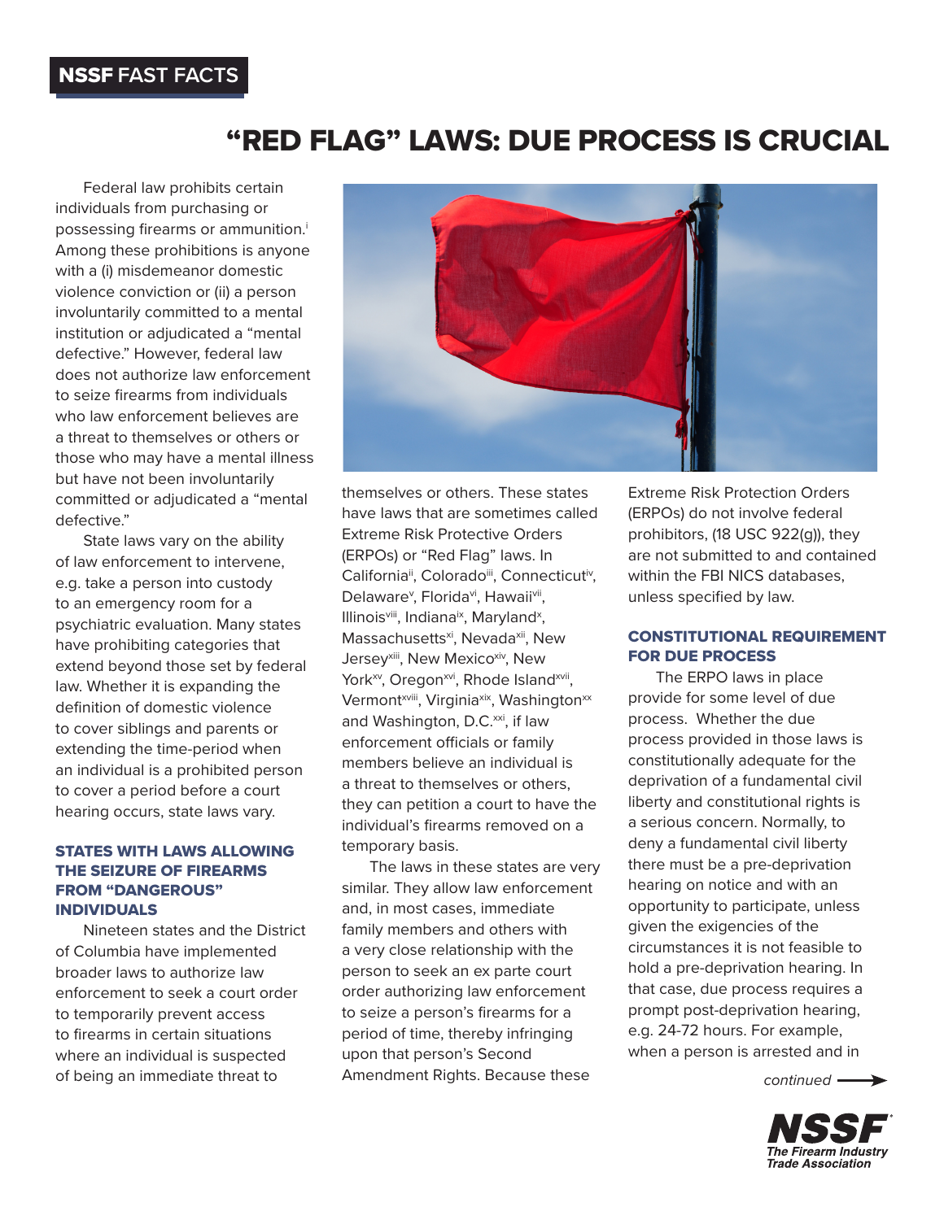NSSF FAST FACTS

# "RED FLAG" LAWS: DUE PROCESS IS CRUCIAL

Federal law prohibits certain individuals from purchasing or possessing firearms or ammunition.[i] Among these prohibitions is anyone with a (i) misdemeanor domestic violence conviction or (ii) a person involuntarily committed to a mental institution or adjudicated a "mental defective." However, federal law does not authorize law enforcement to seize firearms from individuals who law enforcement believes are a threat to themselves or others or those who may have a mental illness but have not been involuntarily committed or adjudicated a "mental defective."

State laws vary on the ability of law enforcement to intervene, e.g. take a person into custody to an emergency room for a psychiatric evaluation. Many states have prohibiting categories that extend beyond those set by federal law. Whether it is expanding the definition of domestic violence to cover siblings and parents or extending the time-period when an individual is a prohibited person to cover a period before a court hearing occurs, state laws vary.

## STATES WITH LAWS ALLOWING THE SEIZURE OF FIREARMS FROM "DANGEROUS" INDIVIDUALS

Nineteen states and the District of Columbia have implemented broader laws to authorize law enforcement to seek a court order to temporarily prevent access to firearms in certain situations where an individual is suspected of being an immediate threat to themselves or others. These states have laws that are sometimes called Extreme Risk Protective Orders (ERPOs) or "Red Flag" laws. In California[ii], Colorado[iii], Connecticut[iv], Delaware[v], Florida[vi], Hawaii[vii], Illinois[viii], Indiana[ix], Maryland[x], Massachusetts[xi], Nevada[xii], New Jersey[xiii], New Mexico[xiv], New York[xv], Oregon[xvi], Rhode Island[xvii], Vermont[xviii], Virginia[xix], Washington[xx] and Washington, D.C.[xxi], if law enforcement officials or family members believe an individual is a threat to themselves or others, they can petition a court to have the individual's firearms removed on a temporary basis.

The laws in these states are very similar. They allow law enforcement and, in most cases, immediate family members and others with a very close relationship with the person to seek an ex parte court order authorizing law enforcement to seize a person's firearms for a period of time, thereby infringing upon that person's Second Amendment Rights. Because these Extreme Risk Protection Orders (ERPOs) do not involve federal prohibitors, (18 USC 922(g)), they are not submitted to and contained within the FBI NICS databases, unless specified by law.

## CONSTITUTIONAL REQUIREMENT FOR DUE PROCESS

The ERPO laws in place provide for some level of due process. Whether the due process provided in those laws is constitutionally adequate for the deprivation of a fundamental civil liberty and constitutional rights is a serious concern. Normally, to deny a fundamental civil liberty there must be a pre-deprivation hearing on notice and with an opportunity to participate, unless given the exigencies of the circumstances it is not feasible to hold a pre-deprivation hearing. In that case, due process requires a prompt post-deprivation hearing, e.g. 24-72 hours. For example, when a person is arrested and in

*continued* ⟶

NSSF The Firearm Industry Trade Association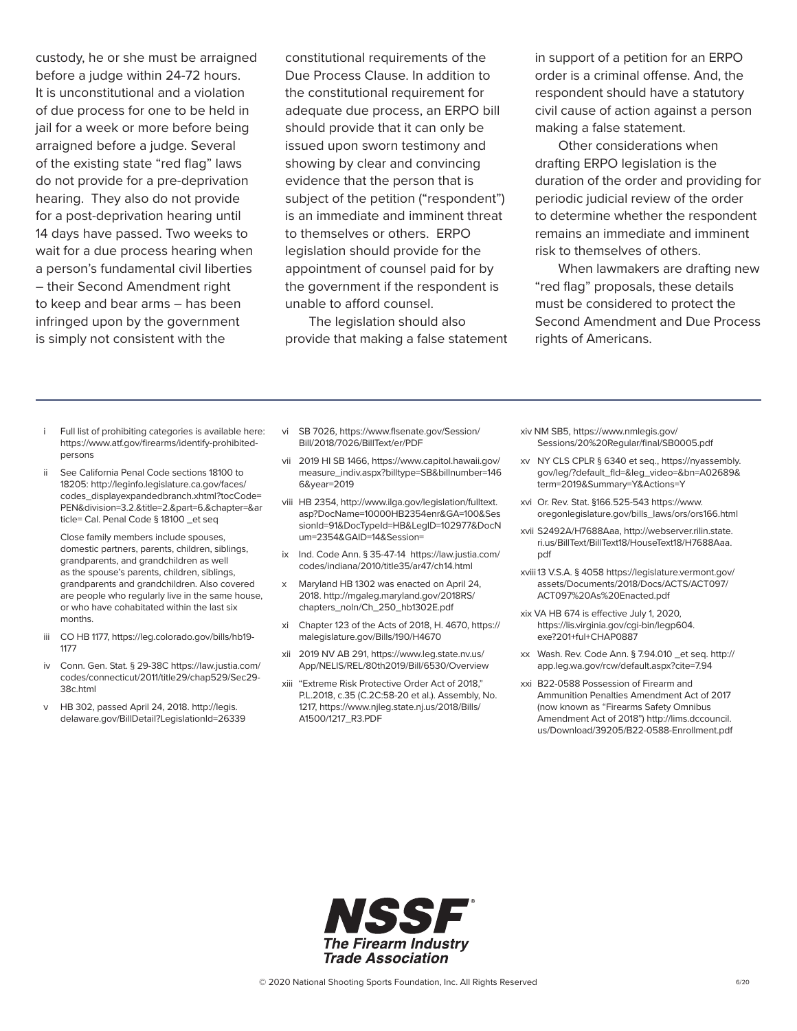custody, he or she must be arraigned before a judge within 24-72 hours. It is unconstitutional and a violation of due process for one to be held in jail for a week or more before being arraigned before a judge. Several of the existing state "red flag" laws do not provide for a pre-deprivation hearing. They also do not provide for a post-deprivation hearing until 14 days have passed. Two weeks to wait for a due process hearing when a person's fundamental civil liberties – their Second Amendment right to keep and bear arms – has been infringed upon by the government is simply not consistent with the constitutional requirements of the Due Process Clause. In addition to the constitutional requirement for adequate due process, an ERPO bill should provide that it can only be issued upon sworn testimony and showing by clear and convincing evidence that the person that is subject of the petition ("respondent") is an immediate and imminent threat to themselves or others. ERPO legislation should provide for the appointment of counsel paid for by the government if the respondent is unable to afford counsel.

The legislation should also provide that making a false statement in support of a petition for an ERPO order is a criminal offense. And, the respondent should have a statutory civil cause of action against a person making a false statement.

Other considerations when drafting ERPO legislation is the duration of the order and providing for periodic judicial review of the order to determine whether the respondent remains an immediate and imminent risk to themselves of others.

When lawmakers are drafting new "red flag" proposals, these details must be considered to protect the Second Amendment and Due Process rights of Americans.

---

- i Full list of prohibiting categories is available here: https://www.atf.gov/firearms/identify-prohibited-persons
- ii See California Penal Code sections 18100 to 18205: http://leginfo.legislature.ca.gov/faces/codes_displayexpandedbranch.xhtml?tocCode=PEN&division=3.2.&title=2.&part=6.&chapter=&article= Cal. Penal Code § 18100 _et seq

  Close family members include spouses, domestic partners, parents, children, siblings, grandparents, and grandchildren as well as the spouse's parents, children, siblings, grandparents and grandchildren. Also covered are people who regularly live in the same house, or who have cohabitated within the last six months.
- iii CO HB 1177, https://leg.colorado.gov/bills/hb19-1177
- iv Conn. Gen. Stat. § 29-38C https://law.justia.com/codes/connecticut/2011/title29/chap529/Sec29-38c.html
- v HB 302, passed April 24, 2018. http://legis.delaware.gov/BillDetail?LegislationId=26339
- vi SB 7026, https://www.flsenate.gov/Session/Bill/2018/7026/BillText/er/PDF
- vii 2019 HI SB 1466, https://www.capitol.hawaii.gov/measure_indiv.aspx?billtype=SB&billnumber=1466&year=2019
- viii HB 2354, http://www.ilga.gov/legislation/fulltext.asp?DocName=10000HB2354enr&GA=100&SessionId=91&DocTypeId=HB&LegID=102977&DocNum=2354&GAID=14&Session=
- ix Ind. Code Ann. § 35-47-14 https://law.justia.com/codes/indiana/2010/title35/ar47/ch14.html
- x Maryland HB 1302 was enacted on April 24, 2018. http://mgaleg.maryland.gov/2018RS/chapters_noln/Ch_250_hb1302E.pdf
- xi Chapter 123 of the Acts of 2018, H. 4670, https://malegislature.gov/Bills/190/H4670
- xii 2019 NV AB 291, https://www.leg.state.nv.us/App/NELIS/REL/80th2019/Bill/6530/Overview
- xiii "Extreme Risk Protective Order Act of 2018," P.L.2018, c.35 (C.2C:58-20 et al.). Assembly, No. 1217, https://www.njleg.state.nj.us/2018/Bills/A1500/1217_R3.PDF
- xiv NM SB5, https://www.nmlegis.gov/Sessions/20%20Regular/final/SB0005.pdf
- xv NY CLS CPLR § 6340 et seq., https://nyassembly.gov/leg/?default_fld=&leg_video=&bn=A02689&term=2019&Summary=Y&Actions=Y
- xvi Or. Rev. Stat. §166.525-543 https://www.oregonlegislature.gov/bills_laws/ors/ors166.html
- xvii S2492A/H7688Aaa, http://webserver.rilin.state.ri.us/BillText/BillText18/HouseText18/H7688Aaa.pdf
- xviii 13 V.S.A. § 4058 https://legislature.vermont.gov/assets/Documents/2018/Docs/ACTS/ACT097/ACT097%20As%20Enacted.pdf
- xix VA HB 674 is effective July 1, 2020, https://lis.virginia.gov/cgi-bin/legp604.exe?201+ful+CHAP0887
- xx Wash. Rev. Code Ann. § 7.94.010 _et seq. http://app.leg.wa.gov/rcw/default.aspx?cite=7.94
- xxi B22-0588 Possession of Firearm and Ammunition Penalties Amendment Act of 2017 (now known as "Firearms Safety Omnibus Amendment Act of 2018") http://lims.dccouncil.us/Download/39205/B22-0588-Enrollment.pdf

**NSSF®**
**The Firearm Industry Trade Association**

© 2020 National Shooting Sports Foundation, Inc. All Rights Reserved

6/20